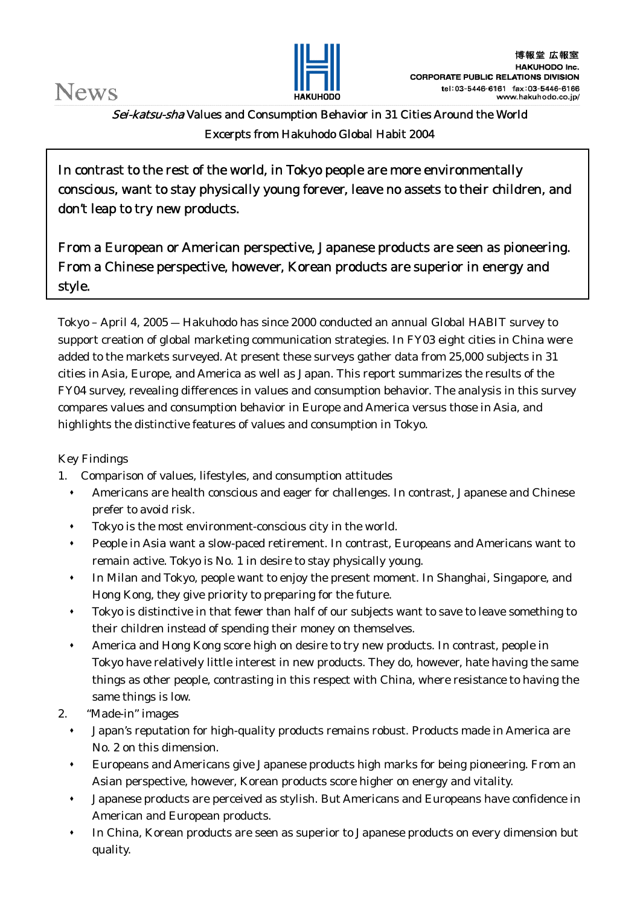News

博報堂 広報室
HAKUHODO Inc.
CORPORATE PUBLIC RELATIONS DIVISION
tel：03-5446-6161 fax：03-5446-6166
www.hakuhodo.co.jp/

*Sei-katsu-sha* Values and Consumption Behavior in 31 Cities Around the World

Excerpts from Hakuhodo Global Habit 2004

**In contrast to the rest of the world, in Tokyo people are more environmentally conscious, want to stay physically young forever, leave no assets to their children, and don't leap to try new products.**

**From a European or American perspective, Japanese products are seen as pioneering. From a Chinese perspective, however, Korean products are superior in energy and style.**

Tokyo – April 4, 2005 — Hakuhodo has since 2000 conducted an annual Global HABIT survey to support creation of global marketing communication strategies. In FY03 eight cities in China were added to the markets surveyed. At present these surveys gather data from 25,000 subjects in 31 cities in Asia, Europe, and America as well as Japan. This report summarizes the results of the FY04 survey, revealing differences in values and consumption behavior. The analysis in this survey compares values and consumption behavior in Europe and America versus those in Asia, and highlights the distinctive features of values and consumption in Tokyo.

Key Findings

1. Comparison of values, lifestyles, and consumption attitudes
   - Americans are health conscious and eager for challenges. In contrast, Japanese and Chinese prefer to avoid risk.
   - Tokyo is the most environment-conscious city in the world.
   - People in Asia want a slow-paced retirement. In contrast, Europeans and Americans want to remain active. Tokyo is No. 1 in desire to stay physically young.
   - In Milan and Tokyo, people want to enjoy the present moment. In Shanghai, Singapore, and Hong Kong, they give priority to preparing for the future.
   - Tokyo is distinctive in that fewer than half of our subjects want to save to leave something to their children instead of spending their money on themselves.
   - America and Hong Kong score high on desire to try new products. In contrast, people in Tokyo have relatively little interest in new products. They do, however, hate having the same things as other people, contrasting in this respect with China, where resistance to having the same things is low.
2. "Made-in" images
   - Japan's reputation for high-quality products remains robust. Products made in America are No. 2 on this dimension.
   - Europeans and Americans give Japanese products high marks for being pioneering. From an Asian perspective, however, Korean products score higher on energy and vitality.
   - Japanese products are perceived as stylish. But Americans and Europeans have confidence in American and European products.
   - In China, Korean products are seen as superior to Japanese products on every dimension but quality.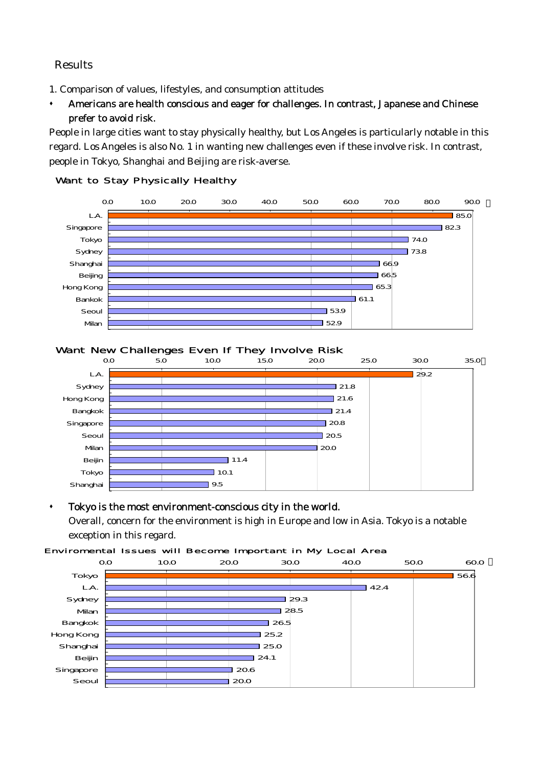## Results

1. Comparison of values, lifestyles, and consumption attitudes

- **Americans are health conscious and eager for challenges. In contrast, Japanese and Chinese prefer to avoid risk.**

People in large cities want to stay physically healthy, but Los Angeles is particularly notable in this regard. Los Angeles is also No. 1 in wanting new challenges even if these involve risk. In contrast, people in Tokyo, Shanghai and Beijing are risk-averse.

**Want to Stay Physically Healthy**

| City | % |
|---|---|
| L.A. | 85.0 |
| Singapore | 82.3 |
| Tokyo | 74.0 |
| Sydney | 73.8 |
| Shanghai | 66.9 |
| Beijing | 66.5 |
| Hong Kong | 65.3 |
| Bankok | 61.1 |
| Seoul | 53.9 |
| Milan | 52.9 |

**Want New Challenges Even If They Involve Risk**

| City | % |
|---|---|
| L.A. | 29.2 |
| Sydney | 21.8 |
| Hong Kong | 21.6 |
| Bangkok | 21.4 |
| Singapore | 20.8 |
| Seoul | 20.5 |
| Milan | 20.0 |
| Beijin | 11.4 |
| Tokyo | 10.1 |
| Shanghai | 9.5 |

- **Tokyo is the most environment-conscious city in the world.**

Overall, concern for the environment is high in Europe and low in Asia. Tokyo is a notable exception in this regard.

**Enviromental Issues will Become Important in My Local Area**

| City | % |
|---|---|
| Tokyo | 56.6 |
| L.A. | 42.4 |
| Sydney | 29.3 |
| Milan | 28.5 |
| Bangkok | 26.5 |
| Hong Kong | 25.2 |
| Shanghai | 25.0 |
| Beijin | 24.1 |
| Singapore | 20.6 |
| Seoul | 20.0 |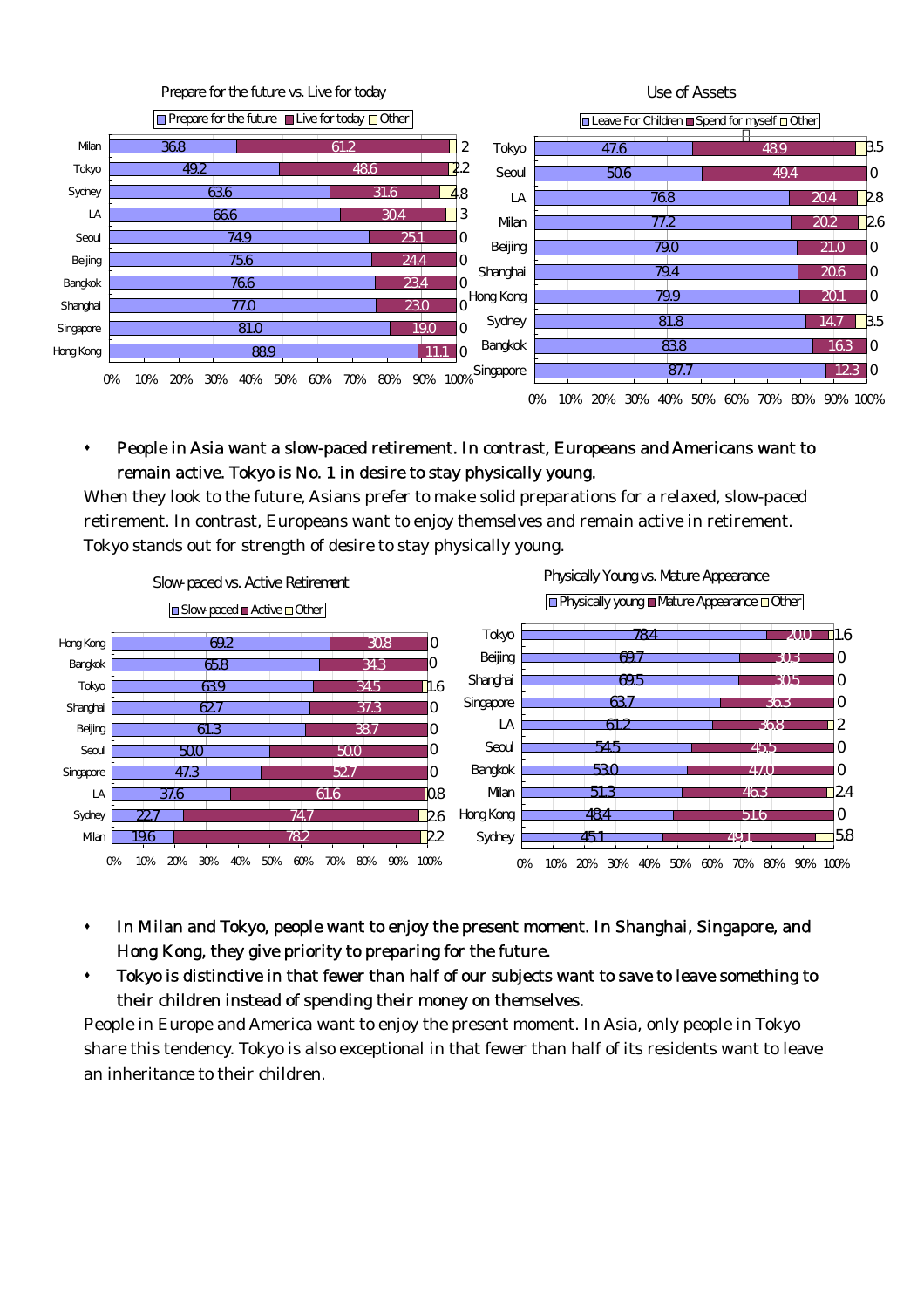**Prepare for the future vs. Live for today**

| City | Prepare for the future | Live for today | Other |
|---|---|---|---|
| Milan | 36.8 | 61.2 | 2 |
| Tokyo | 49.2 | 48.6 | 2.2 |
| Sydney | 63.6 | 31.6 | 4.8 |
| LA | 66.6 | 30.4 | 3 |
| Seoul | 74.9 | 25.1 | 0 |
| Beijing | 75.6 | 24.4 | 0 |
| Bangkok | 76.6 | 23.4 | 0 |
| Shanghai | 77.0 | 23.0 | 0 |
| Singapore | 81.0 | 19.0 | 0 |
| Hong Kong | 88.9 | 11.1 | 0 |

**Use of Assets**

| City | Leave For Children | Spend for myself | Other |
|---|---|---|---|
| Tokyo | 47.6 | 48.9 | 3.5 |
| Seoul | 50.6 | 49.4 | 0 |
| LA | 76.8 | 20.4 | 2.8 |
| Milan | 77.2 | 20.2 | 2.6 |
| Beijing | 79.0 | 21.0 | 0 |
| Shanghai | 79.4 | 20.6 | 0 |
| Hong Kong | 79.9 | 20.1 | 0 |
| Sydney | 81.8 | 14.7 | 3.5 |
| Bangkok | 83.8 | 16.3 | 0 |
| Singapore | 87.7 | 12.3 | 0 |

- People in Asia want a slow-paced retirement. In contrast, Europeans and Americans want to remain active. Tokyo is No. 1 in desire to stay physically young.

When they look to the future, Asians prefer to make solid preparations for a relaxed, slow-paced retirement. In contrast, Europeans want to enjoy themselves and remain active in retirement. Tokyo stands out for strength of desire to stay physically young.

**Slow-paced vs. Active Retirement**

| City | Slow-paced | Active | Other |
|---|---|---|---|
| Hong Kong | 69.2 | 30.8 | 0 |
| Bangkok | 65.8 | 34.3 | 0 |
| Tokyo | 63.9 | 34.5 | 1.6 |
| Shanghai | 62.7 | 37.3 | 0 |
| Beijing | 61.3 | 38.7 | 0 |
| Seoul | 50.0 | 50.0 | 0 |
| Singapore | 47.3 | 52.7 | 0 |
| LA | 37.6 | 61.6 | 0.8 |
| Sydney | 22.7 | 74.7 | 2.6 |
| Milan | 19.6 | 78.2 | 2.2 |

**Physically Young vs. Mature Appearance**

| City | Physically young | Mature Appearance | Other |
|---|---|---|---|
| Tokyo | 78.4 | 20.0 | 1.6 |
| Beijing | 69.7 | 30.3 | 0 |
| Shanghai | 69.5 | 30.5 | 0 |
| Singapore | 63.7 | 36.3 | 0 |
| LA | 61.2 | 36.8 | 2 |
| Seoul | 54.5 | 45.5 | 0 |
| Bangkok | 53.0 | 47.0 | 0 |
| Milan | 51.3 | 46.3 | 2.4 |
| Hong Kong | 48.4 | 51.6 | 0 |
| Sydney | 45.1 | 49.1 | 5.8 |

- In Milan and Tokyo, people want to enjoy the present moment. In Shanghai, Singapore, and Hong Kong, they give priority to preparing for the future.
- Tokyo is distinctive in that fewer than half of our subjects want to save to leave something to their children instead of spending their money on themselves.

People in Europe and America want to enjoy the present moment. In Asia, only people in Tokyo share this tendency. Tokyo is also exceptional in that fewer than half of its residents want to leave an inheritance to their children.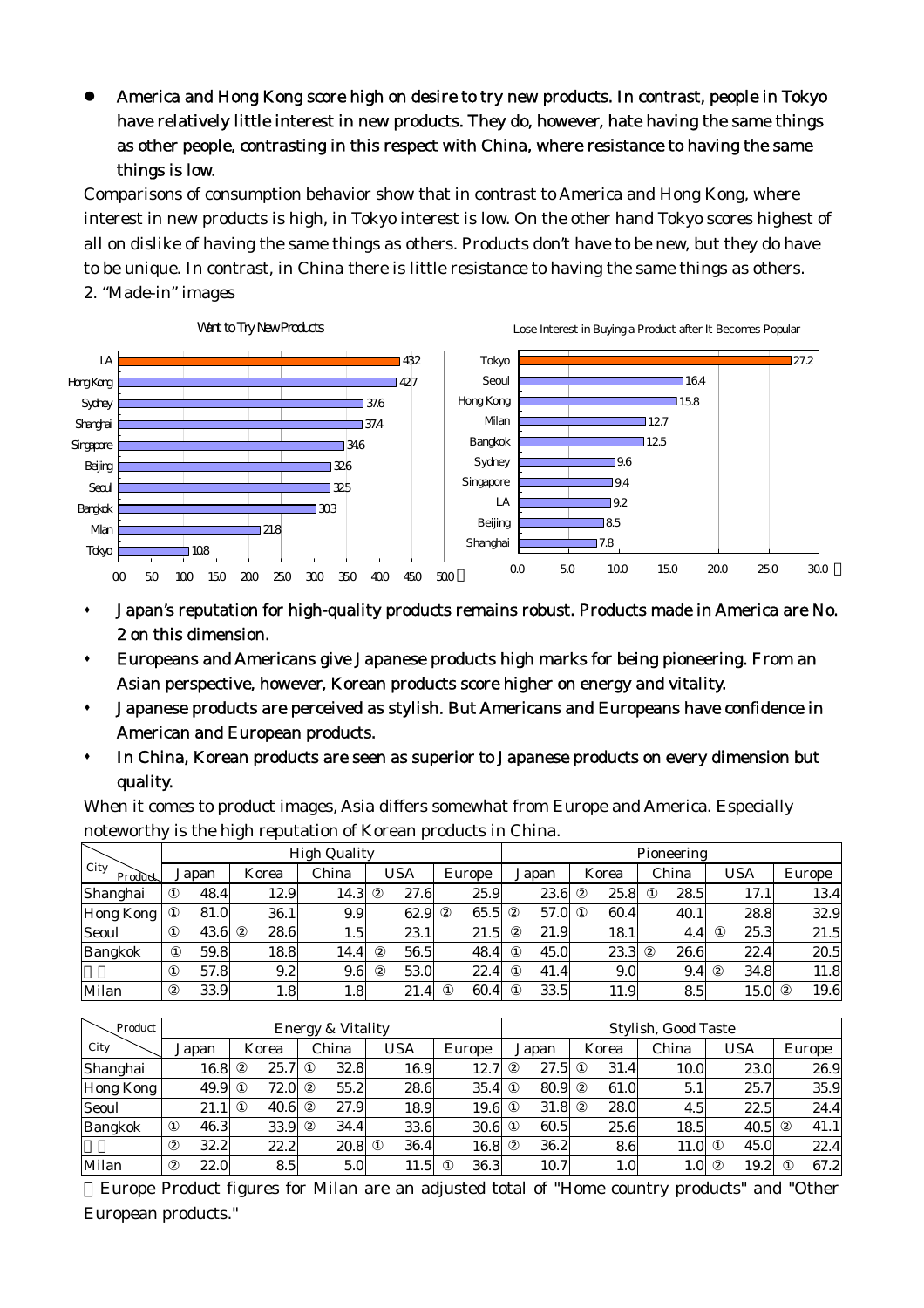- **America and Hong Kong score high on desire to try new products. In contrast, people in Tokyo have relatively little interest in new products. They do, however, hate having the same things as other people, contrasting in this respect with China, where resistance to having the same things is low.**

Comparisons of consumption behavior show that in contrast to America and Hong Kong, where interest in new products is high, in Tokyo interest is low. On the other hand Tokyo scores highest of all on dislike of having the same things as others. Products don't have to be new, but they do have to be unique. In contrast, in China there is little resistance to having the same things as others.

2. "Made-in" images

**Want to Try New Products**

| City | % |
|---|---|
| LA | 43.2 |
| Hong Kong | 42.7 |
| Sydney | 37.6 |
| Shanghai | 37.4 |
| Singapore | 34.6 |
| Beijing | 32.6 |
| Seoul | 32.5 |
| Bangkok | 30.3 |
| Milan | 21.8 |
| Tokyo | 10.8 |

**Lose Interest in Buying a Product after It Becomes Popular**

| City | % |
|---|---|
| Tokyo | 27.2 |
| Seoul | 16.4 |
| Hong Kong | 15.8 |
| Milan | 12.7 |
| Bangkok | 12.5 |
| Sydney | 9.6 |
| Singapore | 9.4 |
| LA | 9.2 |
| Beijing | 8.5 |
| Shanghai | 7.8 |

- **Japan's reputation for high-quality products remains robust. Products made in America are No. 2 on this dimension.**
- **Europeans and Americans give Japanese products high marks for being pioneering. From an Asian perspective, however, Korean products score higher on energy and vitality.**
- **Japanese products are perceived as stylish. But Americans and Europeans have confidence in American and European products.**
- **In China, Korean products are seen as superior to Japanese products on every dimension but quality.**

When it comes to product images, Asia differs somewhat from Europe and America. Especially noteworthy is the high reputation of Korean products in China.

| City \ Product | High Quality | | | | | Pioneering | | | | |
|---|---|---|---|---|---|---|---|---|---|---|
| | Japan | Korea | China | USA | Europe | Japan | Korea | China | USA | Europe |
| Shanghai | ① 48.4 | 12.9 | 14.3 | ② 27.6 | 25.9 | 23.6 | ② 25.8 | ① 28.5 | 17.1 | 13.4 |
| Hong Kong | ① 81.0 | 36.1 | 9.9 | 62.9 | ② 65.5 | ② 57.0 | ① 60.4 | 40.1 | 28.8 | 32.9 |
| Seoul | ① 43.6 | ② 28.6 | 1.5 | 23.1 | 21.5 | ② 21.9 | 18.1 | 4.4 | ① 25.3 | 21.5 |
| Bangkok | ① 59.8 | 18.8 | 14.4 | ② 56.5 | 48.4 | ① 45.0 | 23.3 | ② 26.6 | 22.4 | 20.5 |
| | ① 57.8 | 9.2 | 9.6 | ② 53.0 | 22.4 | ① 41.4 | 9.0 | 9.4 | ② 34.8 | 11.8 |
| Milan | ② 33.9 | 1.8 | 1.8 | 21.4 | ① 60.4 | ① 33.5 | 11.9 | 8.5 | 15.0 | ② 19.6 |

| City \ Product | Energy & Vitality | | | | | Stylish, Good Taste | | | | |
|---|---|---|---|---|---|---|---|---|---|---|
| | Japan | Korea | China | USA | Europe | Japan | Korea | China | USA | Europe |
| Shanghai | 16.8 | ② 25.7 | ① 32.8 | 16.9 | 12.7 | ② 27.5 | ① 31.4 | 10.0 | 23.0 | 26.9 |
| Hong Kong | 49.9 | ① 72.0 | ② 55.2 | 28.6 | 35.4 | ① 80.9 | ② 61.0 | 5.1 | 25.7 | 35.9 |
| Seoul | 21.1 | ① 40.6 | ② 27.9 | 18.9 | 19.6 | ① 31.8 | ② 28.0 | 4.5 | 22.5 | 24.4 |
| Bangkok | ① 46.3 | 33.9 | ② 34.4 | 33.6 | 30.6 | ① 60.5 | 25.6 | 18.5 | 40.5 | ② 41.1 |
| | ② 32.2 | 22.2 | 20.8 | ① 36.4 | 16.8 | ② 36.2 | 8.6 | 11.0 | ① 45.0 | 22.4 |
| Milan | ② 22.0 | 8.5 | 5.0 | 11.5 | ① 36.3 | 10.7 | 1.0 | 1.0 | ② 19.2 | ① 67.2 |

Europe Product figures for Milan are an adjusted total of "Home country products" and "Other European products."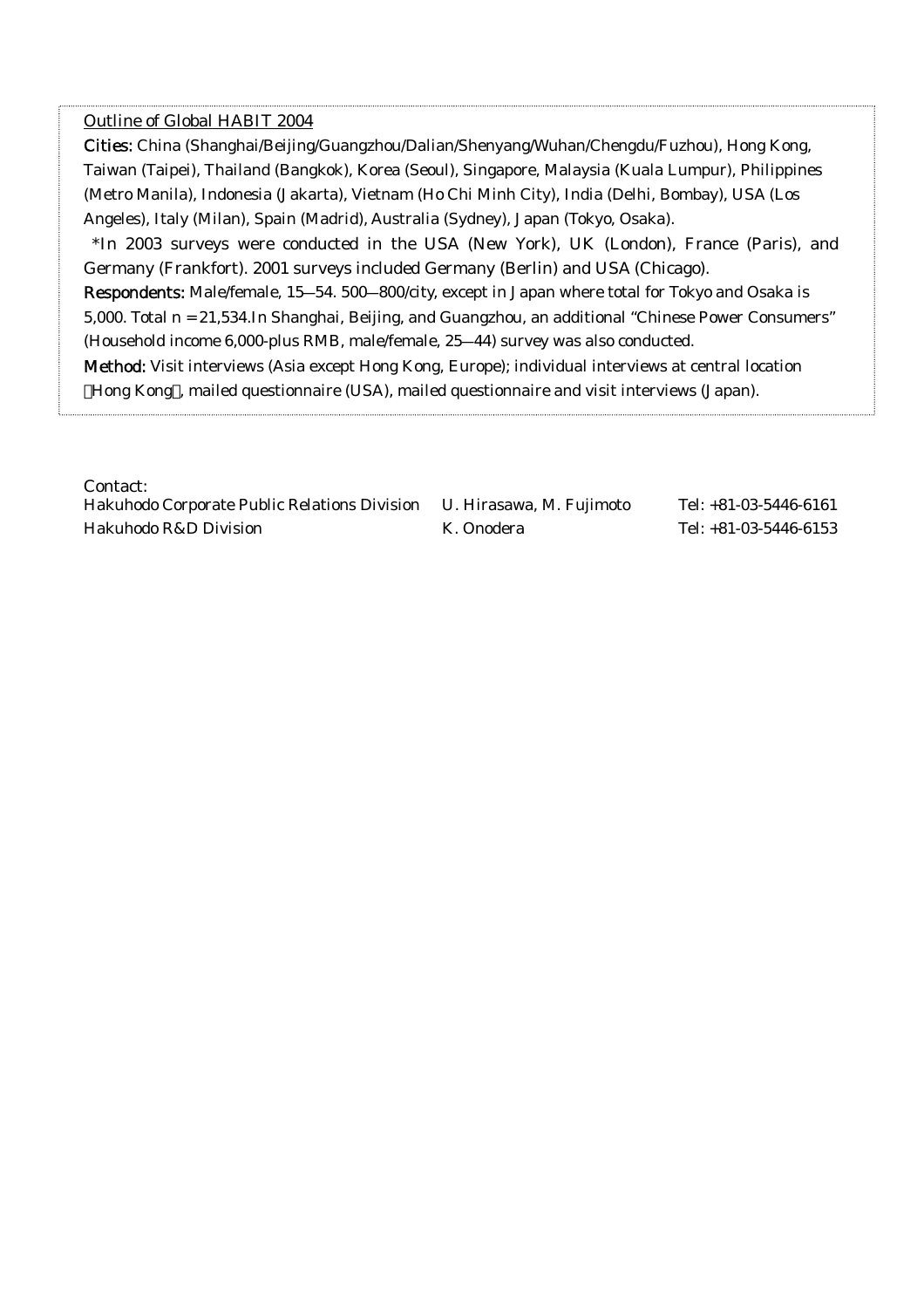Outline of Global HABIT 2004

**Cities:** China (Shanghai/Beijing/Guangzhou/Dalian/Shenyang/Wuhan/Chengdu/Fuzhou), Hong Kong, Taiwan (Taipei), Thailand (Bangkok), Korea (Seoul), Singapore, Malaysia (Kuala Lumpur), Philippines (Metro Manila), Indonesia (Jakarta), Vietnam (Ho Chi Minh City), India (Delhi, Bombay), USA (Los Angeles), Italy (Milan), Spain (Madrid), Australia (Sydney), Japan (Tokyo, Osaka).

*In 2003 surveys were conducted in the USA (New York), UK (London), France (Paris), and Germany (Frankfort). 2001 surveys included Germany (Berlin) and USA (Chicago).

**Respondents:** Male/female, 15—54. 500—800/city, except in Japan where total for Tokyo and Osaka is 5,000. Total n = 21,534.In Shanghai, Beijing, and Guangzhou, an additional "Chinese Power Consumers" (Household income 6,000-plus RMB, male/female, 25—44) survey was also conducted.

**Method:** Visit interviews (Asia except Hong Kong, Europe); individual interviews at central location （Hong Kong）, mailed questionnaire (USA), mailed questionnaire and visit interviews (Japan).

Contact:

| | | |
|---|---|---|
| Hakuhodo Corporate Public Relations Division | U. Hirasawa, M. Fujimoto | Tel: +81-03-5446-6161 |
| Hakuhodo R&D Division | K. Onodera | Tel: +81-03-5446-6153 |